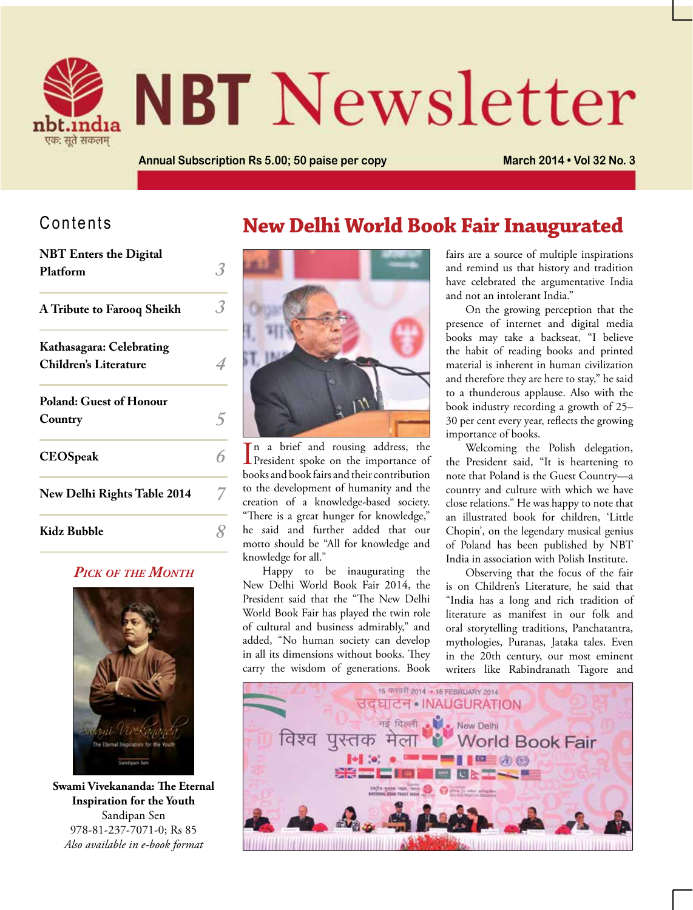# NBT Newsletter

nbt.india
एकः सूते सकलम्

Annual Subscription Rs 5.00; 50 paise per copy

March 2014 • Vol 32 No. 3

## Contents

| | |
|---|---|
| **NBT Enters the Digital Platform** | 3 |
| **A Tribute to Farooq Sheikh** | 3 |
| **Kathasagara: Celebrating Children's Literature** | 4 |
| **Poland: Guest of Honour Country** | 5 |
| **CEOSpeak** | 6 |
| **New Delhi Rights Table 2014** | 7 |
| **Kidz Bubble** | 8 |

### *Pick of the Month*

**Swami Vivekananda: The Eternal Inspiration for the Youth**
Sandipan Sen
978-81-237-7071-0; Rs 85
*Also available in e-book format*

# New Delhi World Book Fair Inaugurated

In a brief and rousing address, the President spoke on the importance of books and book fairs and their contribution to the development of humanity and the creation of a knowledge-based society. "There is a great hunger for knowledge," he said and further added that our motto should be "All for knowledge and knowledge for all."

Happy to be inaugurating the New Delhi World Book Fair 2014, the President said that the "The New Delhi World Book Fair has played the twin role of cultural and business admirably," and added, "No human society can develop in all its dimensions without books. They carry the wisdom of generations. Book fairs are a source of multiple inspirations and remind us that history and tradition have celebrated the argumentative India and not an intolerant India."

On the growing perception that the presence of internet and digital media books may take a backseat, "I believe the habit of reading books and printed material is inherent in human civilization and therefore they are here to stay," he said to a thunderous applause. Also with the book industry recording a growth of 25–30 per cent every year, reflects the growing importance of books.

Welcoming the Polish delegation, the President said, "It is heartening to note that Poland is the Guest Country—a country and culture with which we have close relations." He was happy to note that an illustrated book for children, 'Little Chopin', on the legendary musical genius of Poland has been published by NBT India in association with Polish Institute.

Observing that the focus of the fair is on Children's Literature, he said that "India has a long and rich tradition of literature as manifest in our folk and oral storytelling traditions, Panchatantra, mythologies, Puranas, Jataka tales. Even in the 20th century, our most eminent writers like Rabindranath Tagore and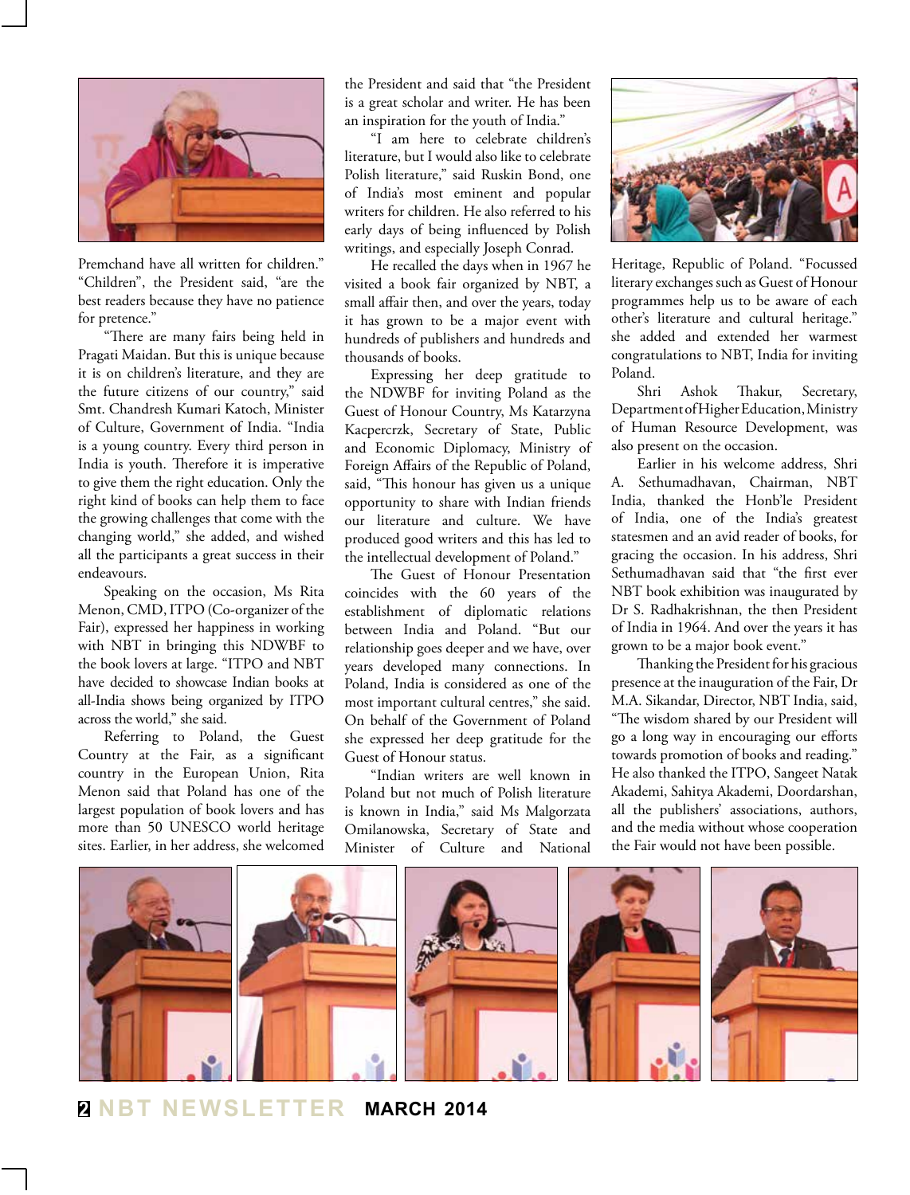Premchand have all written for children." "Children", the President said, "are the best readers because they have no patience for pretence."

"There are many fairs being held in Pragati Maidan. But this is unique because it is on children's literature, and they are the future citizens of our country," said Smt. Chandresh Kumari Katoch, Minister of Culture, Government of India. "India is a young country. Every third person in India is youth. Therefore it is imperative to give them the right education. Only the right kind of books can help them to face the growing challenges that come with the changing world," she added, and wished all the participants a great success in their endeavours.

Speaking on the occasion, Ms Rita Menon, CMD, ITPO (Co-organizer of the Fair), expressed her happiness in working with NBT in bringing this NDWBF to the book lovers at large. "ITPO and NBT have decided to showcase Indian books at all-India shows being organized by ITPO across the world," she said.

Referring to Poland, the Guest Country at the Fair, as a significant country in the European Union, Rita Menon said that Poland has one of the largest population of book lovers and has more than 50 UNESCO world heritage sites. Earlier, in her address, she welcomed the President and said that "the President is a great scholar and writer. He has been an inspiration for the youth of India."

"I am here to celebrate children's literature, but I would also like to celebrate Polish literature," said Ruskin Bond, one of India's most eminent and popular writers for children. He also referred to his early days of being influenced by Polish writings, and especially Joseph Conrad.

He recalled the days when in 1967 he visited a book fair organized by NBT, a small affair then, and over the years, today it has grown to be a major event with hundreds of publishers and hundreds and thousands of books.

Expressing her deep gratitude to the NDWBF for inviting Poland as the Guest of Honour Country, Ms Katarzyna Kacpercrzk, Secretary of State, Public and Economic Diplomacy, Ministry of Foreign Affairs of the Republic of Poland, said, "This honour has given us a unique opportunity to share with Indian friends our literature and culture. We have produced good writers and this has led to the intellectual development of Poland."

The Guest of Honour Presentation coincides with the 60 years of the establishment of diplomatic relations between India and Poland. "But our relationship goes deeper and we have, over years developed many connections. In Poland, India is considered as one of the most important cultural centres," she said. On behalf of the Government of Poland she expressed her deep gratitude for the Guest of Honour status.

"Indian writers are well known in Poland but not much of Polish literature is known in India," said Ms Malgorzata Omilanowska, Secretary of State and Minister of Culture and National Heritage, Republic of Poland. "Focussed literary exchanges such as Guest of Honour programmes help us to be aware of each other's literature and cultural heritage." she added and extended her warmest congratulations to NBT, India for inviting Poland.

Shri Ashok Thakur, Secretary, Department of Higher Education, Ministry of Human Resource Development, was also present on the occasion.

Earlier in his welcome address, Shri A. Sethumadhavan, Chairman, NBT India, thanked the Hon'ble President of India, one of the India's greatest statesmen and an avid reader of books, for gracing the occasion. In his address, Shri Sethumadhavan said that "the first ever NBT book exhibition was inaugurated by Dr S. Radhakrishnan, the then President of India in 1964. And over the years it has grown to be a major book event."

Thanking the President for his gracious presence at the inauguration of the Fair, Dr M.A. Sikandar, Director, NBT India, said, "The wisdom shared by our President will go a long way in encouraging our efforts towards promotion of books and reading." He also thanked the ITPO, Sangeet Natak Akademi, Sahitya Akademi, Doordarshan, all the publishers' associations, authors, and the media without whose cooperation the Fair would not have been possible.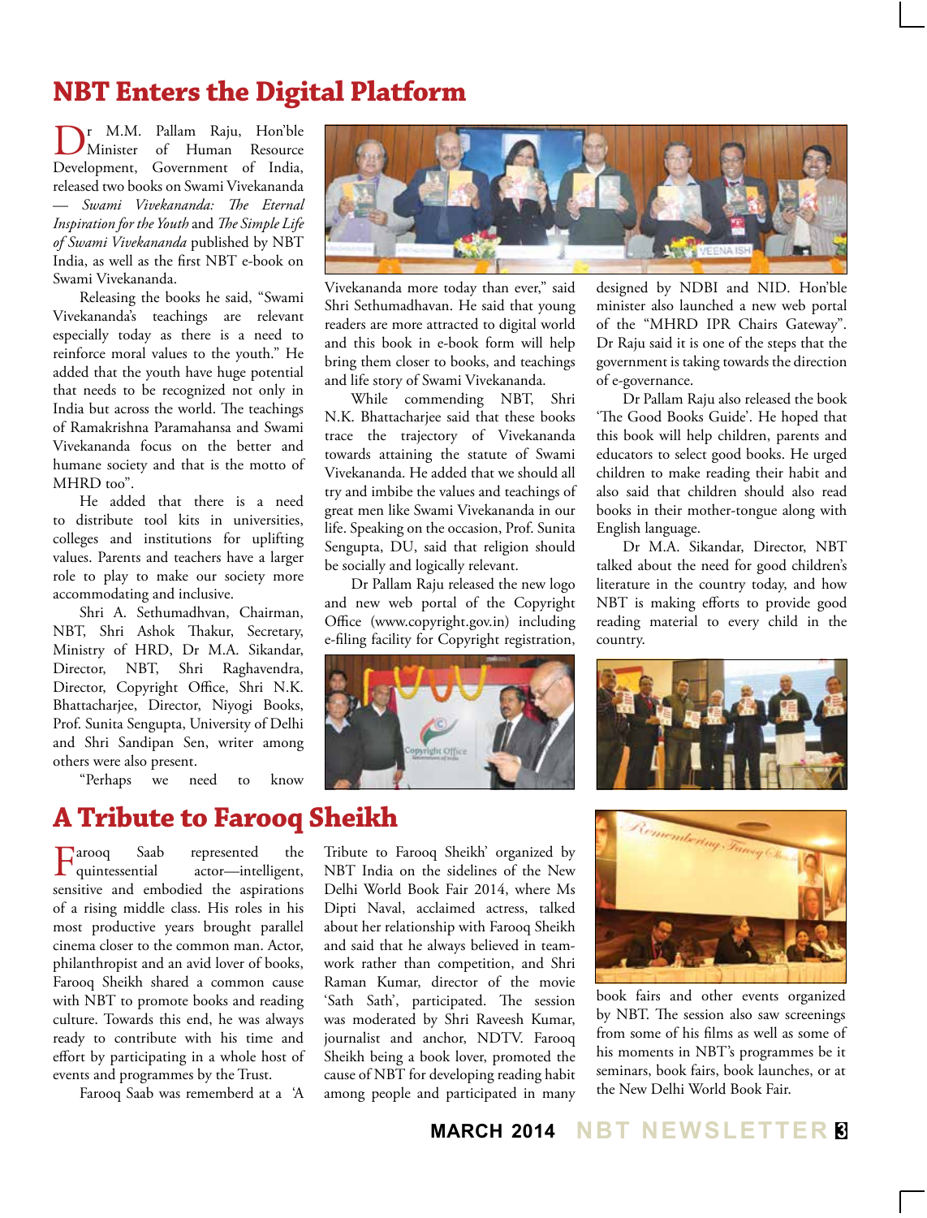## NBT Enters the Digital Platform

Dr M.M. Pallam Raju, Hon'ble Minister of Human Resource Development, Government of India, released two books on Swami Vivekananda — *Swami Vivekananda: The Eternal Inspiration for the Youth* and *The Simple Life of Swami Vivekananda* published by NBT India, as well as the first NBT e-book on Swami Vivekananda.

Releasing the books he said, "Swami Vivekananda's teachings are relevant especially today as there is a need to reinforce moral values to the youth." He added that the youth have huge potential that needs to be recognized not only in India but across the world. The teachings of Ramakrishna Paramahansa and Swami Vivekananda focus on the better and humane society and that is the motto of MHRD too".

He added that there is a need to distribute tool kits in universities, colleges and institutions for uplifting values. Parents and teachers have a larger role to play to make our society more accommodating and inclusive.

Shri A. Sethumadhvan, Chairman, NBT, Shri Ashok Thakur, Secretary, Ministry of HRD, Dr M.A. Sikandar, Director, NBT, Shri Raghavendra, Director, Copyright Office, Shri N.K. Bhattacharjee, Director, Niyogi Books, Prof. Sunita Sengupta, University of Delhi and Shri Sandipan Sen, writer among others were also present.

"Perhaps we need to know Vivekananda more today than ever," said Shri Sethumadhavan. He said that young readers are more attracted to digital world and this book in e-book form will help bring them closer to books, and teachings and life story of Swami Vivekananda.

While commending NBT, Shri N.K. Bhattacharjee said that these books trace the trajectory of Vivekanada towards attaining the statute of Swami Vivekananda. He added that we should all try and imbibe the values and teachings of great men like Swami Vivekananda in our life. Speaking on the occasion, Prof. Sunita Sengupta, DU, said that religion should be socially and logically relevant.

Dr Pallam Raju released the new logo and new web portal of the Copyright Office (www.copyright.gov.in) including e-filing facility for Copyright registration, designed by NDBI and NID. Hon'ble minister also launched a new web portal of the "MHRD IPR Chairs Gateway". Dr Raju said it is one of the steps that the government is taking towards the direction of e-governance.

Dr Pallam Raju also released the book 'The Good Books Guide'. He hoped that this book will help children, parents and educators to select good books. He urged children to make reading their habit and also said that children should also read books in their mother-tongue along with English language.

Dr M.A. Sikandar, Director, NBT talked about the need for good children's literature in the country today, and how NBT is making efforts to provide good reading material to every child in the country.

## A Tribute to Farooq Sheikh

Farooq Saab represented the quintessential actor—intelligent, sensitive and embodied the aspirations of a rising middle class. His roles in his most productive years brought parallel cinema closer to the common man. Actor, philanthropist and an avid lover of books, Farooq Sheikh shared a common cause with NBT to promote books and reading culture. Towards this end, he was always ready to contribute with his time and effort by participating in a whole host of events and programmes by the Trust.

Farooq Saab was remembered at a 'A Tribute to Farooq Sheikh' organized by NBT India on the sidelines of the New Delhi World Book Fair 2014, where Ms Dipti Naval, acclaimed actress, talked about her relationship with Farooq Sheikh and said that he always believed in team-work rather than competition, and Shri Raman Kumar, director of the movie 'Sath Sath', participated. The session was moderated by Shri Raveesh Kumar, journalist and anchor, NDTV. Farooq Sheikh being a book lover, promoted the cause of NBT for developing reading habit among people and participated in many book fairs and other events organized by NBT. The session also saw screenings from some of his films as well as some of his moments in NBT's programmes be it seminars, book fairs, book launches, or at the New Delhi World Book Fair.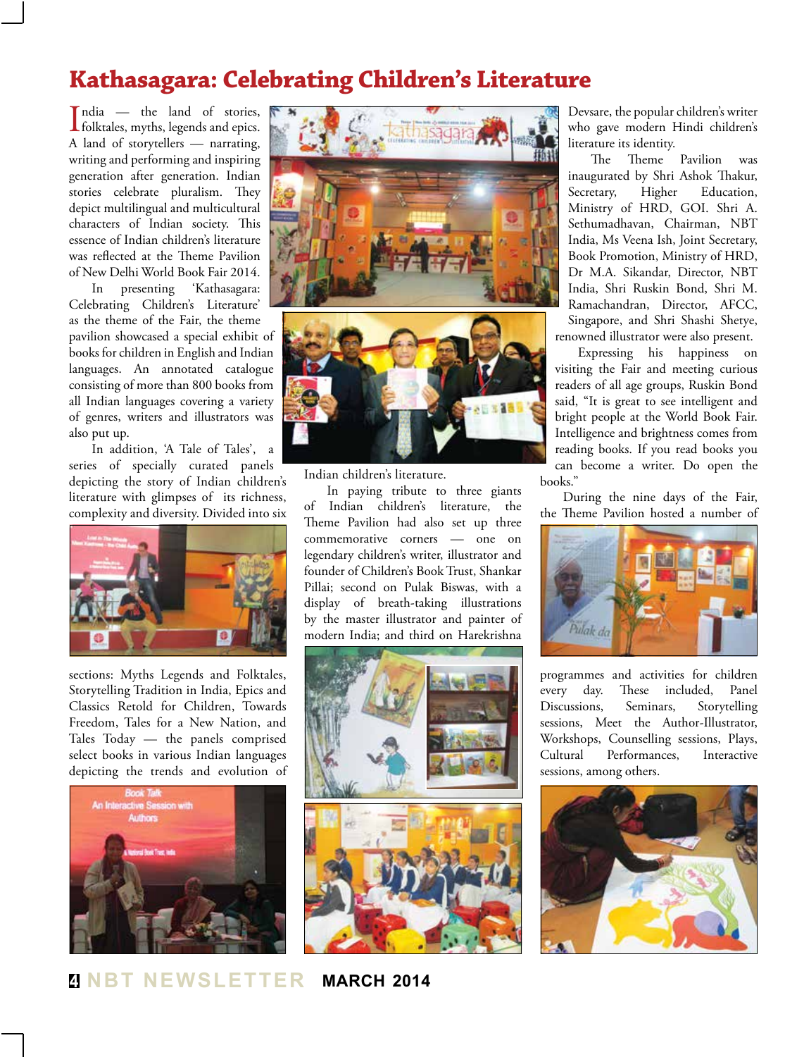# Kathasagara: Celebrating Children's Literature

India — the land of stories, folktales, myths, legends and epics. A land of storytellers — narrating, writing and performing and inspiring generation after generation. Indian stories celebrate pluralism. They depict multilingual and multicultural characters of Indian society. This essence of Indian children's literature was reflected at the Theme Pavilion of New Delhi World Book Fair 2014.

In presenting 'Kathasagara: Celebrating Children's Literature' as the theme of the Fair, the theme pavilion showcased a special exhibit of books for children in English and Indian languages. An annotated catalogue consisting of more than 800 books from all Indian languages covering a variety of genres, writers and illustrators was also put up.

In addition, 'A Tale of Tales', a series of specially curated panels depicting the story of Indian children's literature with glimpses of its richness, complexity and diversity. Divided into six sections: Myths Legends and Folktales, Storytelling Tradition in India, Epics and Classics Retold for Children, Towards Freedom, Tales for a New Nation, and Tales Today — the panels comprised select books in various Indian languages depicting the trends and evolution of Indian children's literature.

In paying tribute to three giants of Indian children's literature, the Theme Pavilion had also set up three commemorative corners — one on legendary children's writer, illustrator and founder of Children's Book Trust, Shankar Pillai; second on Pulak Biswas, with a display of breath-taking illustrations by the master illustrator and painter of modern India; and third on Harekrishna Devsare, the popular children's writer who gave modern Hindi children's literature its identity.

The Theme Pavilion was inaugurated by Shri Ashok Thakur, Secretary, Higher Education, Ministry of HRD, GOI. Shri A. Sethumadhavan, Chairman, NBT India, Ms Veena Ish, Joint Secretary, Book Promotion, Ministry of HRD, Dr M.A. Sikandar, Director, NBT India, Shri Ruskin Bond, Shri M. Ramachandran, Director, AFCC, Singapore, and Shri Shashi Shetye, renowned illustrator were also present.

Expressing his happiness on visiting the Fair and meeting curious readers of all age groups, Ruskin Bond said, "It is great to see intelligent and bright people at the World Book Fair. Intelligence and brightness comes from reading books. If you read books you can become a writer. Do open the books."

During the nine days of the Fair, the Theme Pavilion hosted a number of programmes and activities for children every day. These included, Panel Discussions, Seminars, Storytelling sessions, Meet the Author-Illustrator, Workshops, Counselling sessions, Plays, Cultural Performances, Interactive sessions, among others.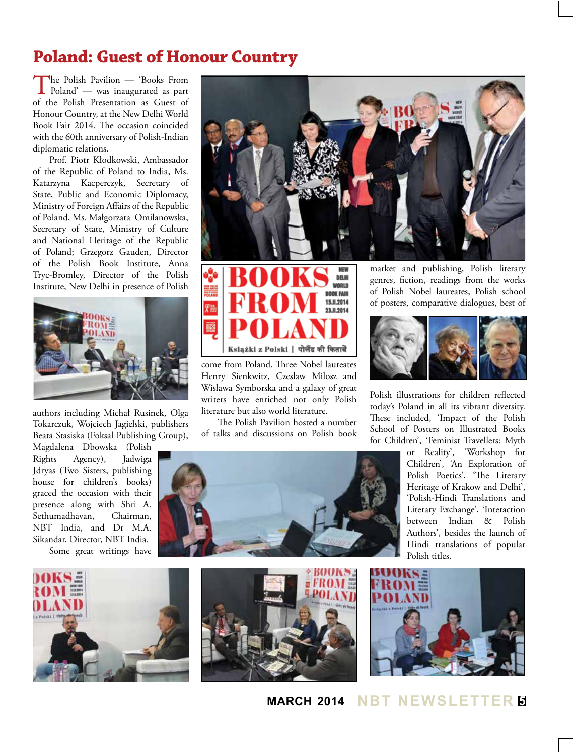# Poland: Guest of Honour Country

The Polish Pavilion — 'Books From Poland' — was inaugurated as part of the Polish Presentation as Guest of Honour Country, at the New Delhi World Book Fair 2014. The occasion coincided with the 60th anniversary of Polish-Indian diplomatic relations.

Prof. Piotr Kłodkowski, Ambassador of the Republic of Poland to India, Ms. Katarzyna Kacperczyk, Secretary of State, Public and Economic Diplomacy, Ministry of Foreign Affairs of the Republic of Poland, Ms. Małgorzata Omilanowska, Secretary of State, Ministry of Culture and National Heritage of the Republic of Poland; Grzegorz Gauden, Director of the Polish Book Institute, Anna Tryc-Bromley, Director of the Polish Institute, New Delhi in presence of Polish authors including Michał Rusinek, Olga Tokarczuk, Wojciech Jagielski, publishers Beata Stasiska (Foksal Publishing Group), Magdalena Dbowska (Polish Rights Agency), Jadwiga Jdryas (Two Sisters, publishing house for children's books) graced the occasion with their presence along with Shri A. Sethumadhavan, Chairman, NBT India, and Dr M.A. Sikandar, Director, NBT India.

Some great writings have come from Poland. Three Nobel laureates Henry Sienkwitz, Czeslaw Milosz and Wislawa Symborska and a galaxy of great writers have enriched not only Polish literature but also world literature.

The Polish Pavilion hosted a number of talks and discussions on Polish book market and publishing, Polish literary genres, fiction, readings from the works of Polish Nobel laureates, Polish school of posters, comparative dialogues, best of Polish illustrations for children reflected today's Poland in all its vibrant diversity. These included, 'Impact of the Polish School of Posters on Illustrated Books for Children', 'Feminist Travellers: Myth or Reality', 'Workshop for Children', 'An Exploration of Polish Poetics', 'The Literary Heritage of Krakow and Delhi', 'Polish-Hindi Translations and Literary Exchange', 'Interaction between Indian & Polish Authors', besides the launch of Hindi translations of popular Polish titles.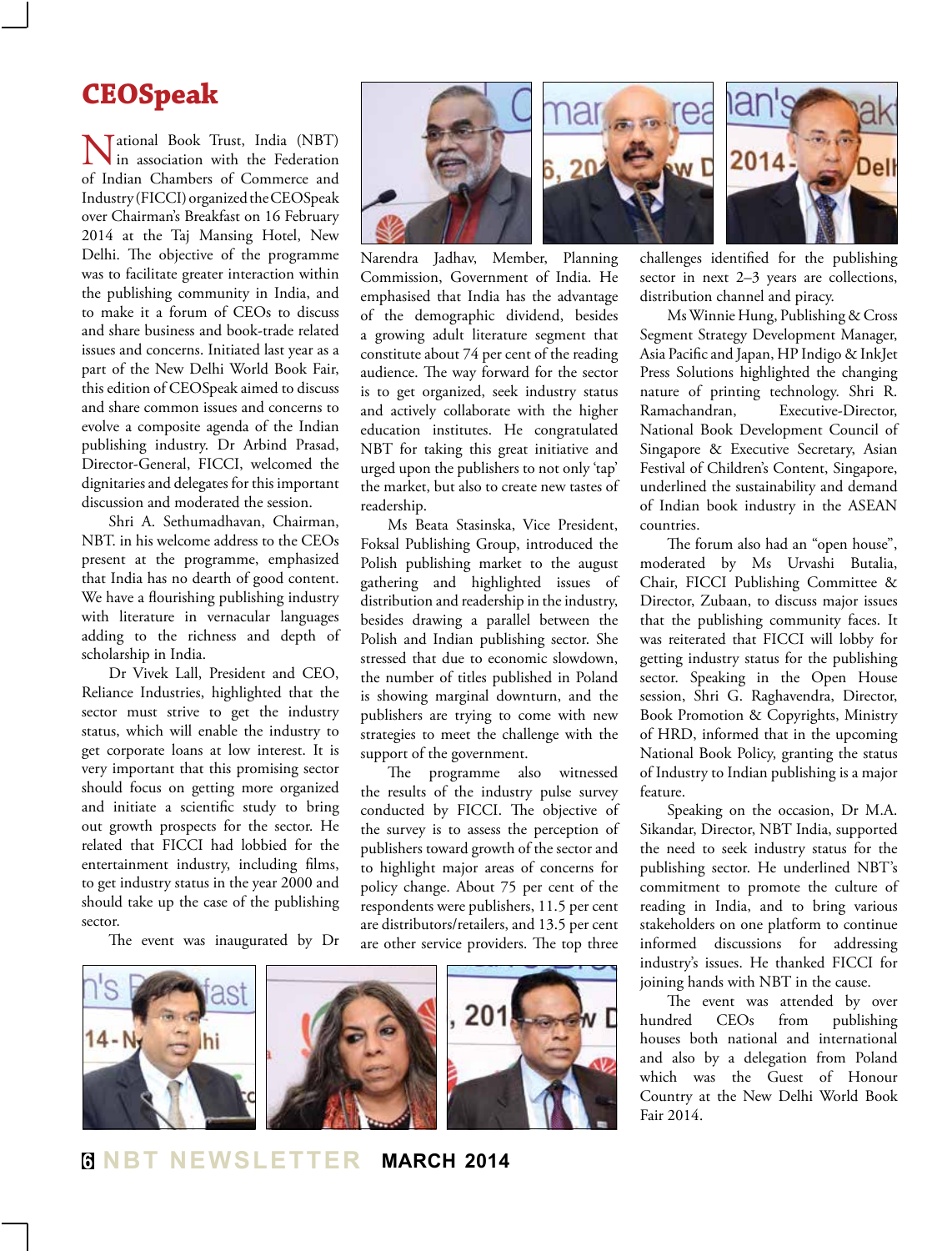# CEOSpeak

National Book Trust, India (NBT) in association with the Federation of Indian Chambers of Commerce and Industry (FICCI) organized the CEOSpeak over Chairman's Breakfast on 16 February 2014 at the Taj Mansing Hotel, New Delhi. The objective of the programme was to facilitate greater interaction within the publishing community in India, and to make it a forum of CEOs to discuss and share business and book-trade related issues and concerns. Initiated last year as a part of the New Delhi World Book Fair, this edition of CEOSpeak aimed to discuss and share common issues and concerns to evolve a composite agenda of the Indian publishing industry. Dr Arbind Prasad, Director-General, FICCI, welcomed the dignitaries and delegates for this important discussion and moderated the session.

Shri A. Sethumadhavan, Chairman, NBT. in his welcome address to the CEOs present at the programme, emphasized that India has no dearth of good content. We have a flourishing publishing industry with literature in vernacular languages adding to the richness and depth of scholarship in India.

Dr Vivek Lall, President and CEO, Reliance Industries, highlighted that the sector must strive to get the industry status, which will enable the industry to get corporate loans at low interest. It is very important that this promising sector should focus on getting more organized and initiate a scientific study to bring out growth prospects for the sector. He related that FICCI had lobbied for the entertainment industry, including films, to get industry status in the year 2000 and should take up the case of the publishing sector.

The event was inaugurated by Dr Narendra Jadhav, Member, Planning Commission, Government of India. He emphasised that India has the advantage of the demographic dividend, besides a growing adult literature segment that constitute about 74 per cent of the reading audience. The way forward for the sector is to get organized, seek industry status and actively collaborate with the higher education institutes. He congratulated NBT for taking this great initiative and urged upon the publishers to not only 'tap' the market, but also to create new tastes of readership.

Ms Beata Stasinska, Vice President, Foksal Publishing Group, introduced the Polish publishing market to the august gathering and highlighted issues of distribution and readership in the industry, besides drawing a parallel between the Polish and Indian publishing sector. She stressed that due to economic slowdown, the number of titles published in Poland is showing marginal downturn, and the publishers are trying to come with new strategies to meet the challenge with the support of the government.

The programme also witnessed the results of the industry pulse survey conducted by FICCI. The objective of the survey is to assess the perception of publishers toward growth of the sector and to highlight major areas of concerns for policy change. About 75 per cent of the respondents were publishers, 11.5 per cent are distributors/retailers, and 13.5 per cent are other service providers. The top three challenges identified for the publishing sector in next 2–3 years are collections, distribution channel and piracy.

Ms Winnie Hung, Publishing & Cross Segment Strategy Development Manager, Asia Pacific and Japan, HP Indigo & InkJet Press Solutions highlighted the changing nature of printing technology. Shri R. Ramachandran, Executive-Director, National Book Development Council of Singapore & Executive Secretary, Asian Festival of Children's Content, Singapore, underlined the sustainability and demand of Indian book industry in the ASEAN countries.

The forum also had an "open house", moderated by Ms Urvashi Butalia, Chair, FICCI Publishing Committee & Director, Zubaan, to discuss major issues that the publishing community faces. It was reiterated that FICCI will lobby for getting industry status for the publishing sector. Speaking in the Open House session, Shri G. Raghavendra, Director, Book Promotion & Copyrights, Ministry of HRD, informed that in the upcoming National Book Policy, granting the status of Industry to Indian publishing is a major feature.

Speaking on the occasion, Dr M.A. Sikandar, Director, NBT India, supported the need to seek industry status for the publishing sector. He underlined NBT's commitment to promote the culture of reading in India, and to bring various stakeholders on one platform to continue informed discussions for addressing industry's issues. He thanked FICCI for joining hands with NBT in the cause.

The event was attended by over hundred CEOs from publishing houses both national and international and also by a delegation from Poland which was the Guest of Honour Country at the New Delhi World Book Fair 2014.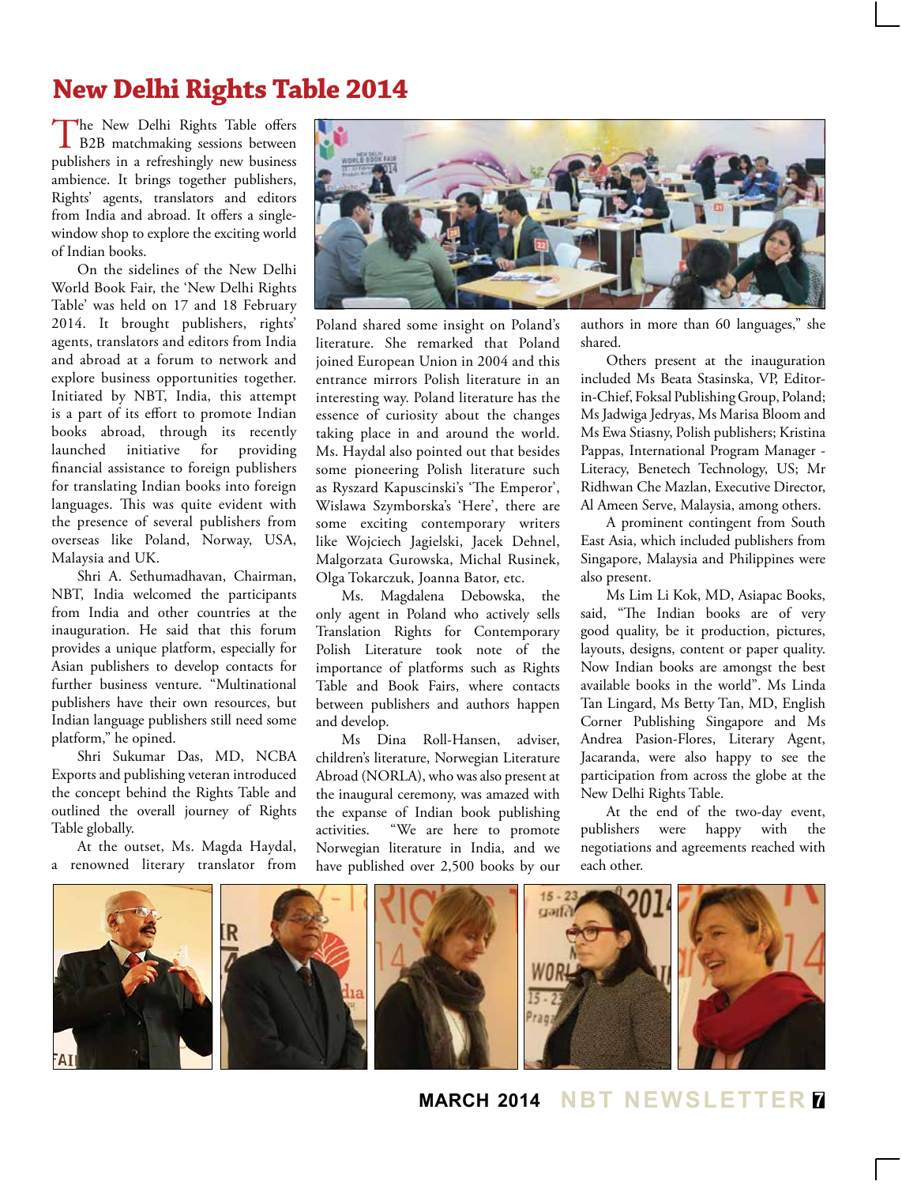# New Delhi Rights Table 2014

The New Delhi Rights Table offers B2B matchmaking sessions between publishers in a refreshingly new business ambience. It brings together publishers, Rights' agents, translators and editors from India and abroad. It offers a single-window shop to explore the exciting world of Indian books.

On the sidelines of the New Delhi World Book Fair, the 'New Delhi Rights Table' was held on 17 and 18 February 2014. It brought publishers, rights' agents, translators and editors from India and abroad at a forum to network and explore business opportunities together. Initiated by NBT, India, this attempt is a part of its effort to promote Indian books abroad, through its recently launched initiative for providing financial assistance to foreign publishers for translating Indian books into foreign languages. This was quite evident with the presence of several publishers from overseas like Poland, Norway, USA, Malaysia and UK.

Shri A. Sethumadhavan, Chairman, NBT, India welcomed the participants from India and other countries at the inauguration. He said that this forum provides a unique platform, especially for Asian publishers to develop contacts for further business venture. "Multinational publishers have their own resources, but Indian language publishers still need some platform," he opined.

Shri Sukumar Das, MD, NCBA Exports and publishing veteran introduced the concept behind the Rights Table and outlined the overall journey of Rights Table globally.

At the outset, Ms. Magda Haydal, a renowned literary translator from Poland shared some insight on Poland's literature. She remarked that Poland joined European Union in 2004 and this entrance mirrors Polish literature in an interesting way. Poland literature has the essence of curiosity about the changes taking place in and around the world. Ms. Haydal also pointed out that besides some pioneering Polish literature such as Ryszard Kapuscinski's 'The Emperor', Wislawa Szymborska's 'Here', there are some exciting contemporary writers like Wojciech Jagielski, Jacek Dehnel, Malgorzata Gurowska, Michal Rusinek, Olga Tokarczuk, Joanna Bator, etc.

Ms. Magdalena Debowska, the only agent in Poland who actively sells Translation Rights for Contemporary Polish Literature took note of the importance of platforms such as Rights Table and Book Fairs, where contacts between publishers and authors happen and develop.

Ms Dina Roll-Hansen, adviser, children's literature, Norwegian Literature Abroad (NORLA), who was also present at the inaugural ceremony, was amazed with the expanse of Indian book publishing activities. "We are here to promote Norwegian literature in India, and we have published over 2,500 books by our authors in more than 60 languages," she shared.

Others present at the inauguration included Ms Beata Stasinska, VP, Editor-in-Chief, Foksal Publishing Group, Poland; Ms Jadwiga Jedryas, Ms Marisa Bloom and Ms Ewa Stiasny, Polish publishers; Kristina Pappas, International Program Manager - Literacy, Benetech Technology, US; Mr Ridhwan Che Mazlan, Executive Director, Al Ameen Serve, Malaysia, among others.

A prominent contingent from South East Asia, which included publishers from Singapore, Malaysia and Philippines were also present.

Ms Lim Li Kok, MD, Asiapac Books, said, "The Indian books are of very good quality, be it production, pictures, layouts, designs, content or paper quality. Now Indian books are amongst the best available books in the world". Ms Linda Tan Lingard, Ms Betty Tan, MD, English Corner Publishing Singapore and Ms Andrea Pasion-Flores, Literary Agent, Jacaranda, were also happy to see the participation from across the globe at the New Delhi Rights Table.

At the end of the two-day event, publishers were happy with the negotiations and agreements reached with each other.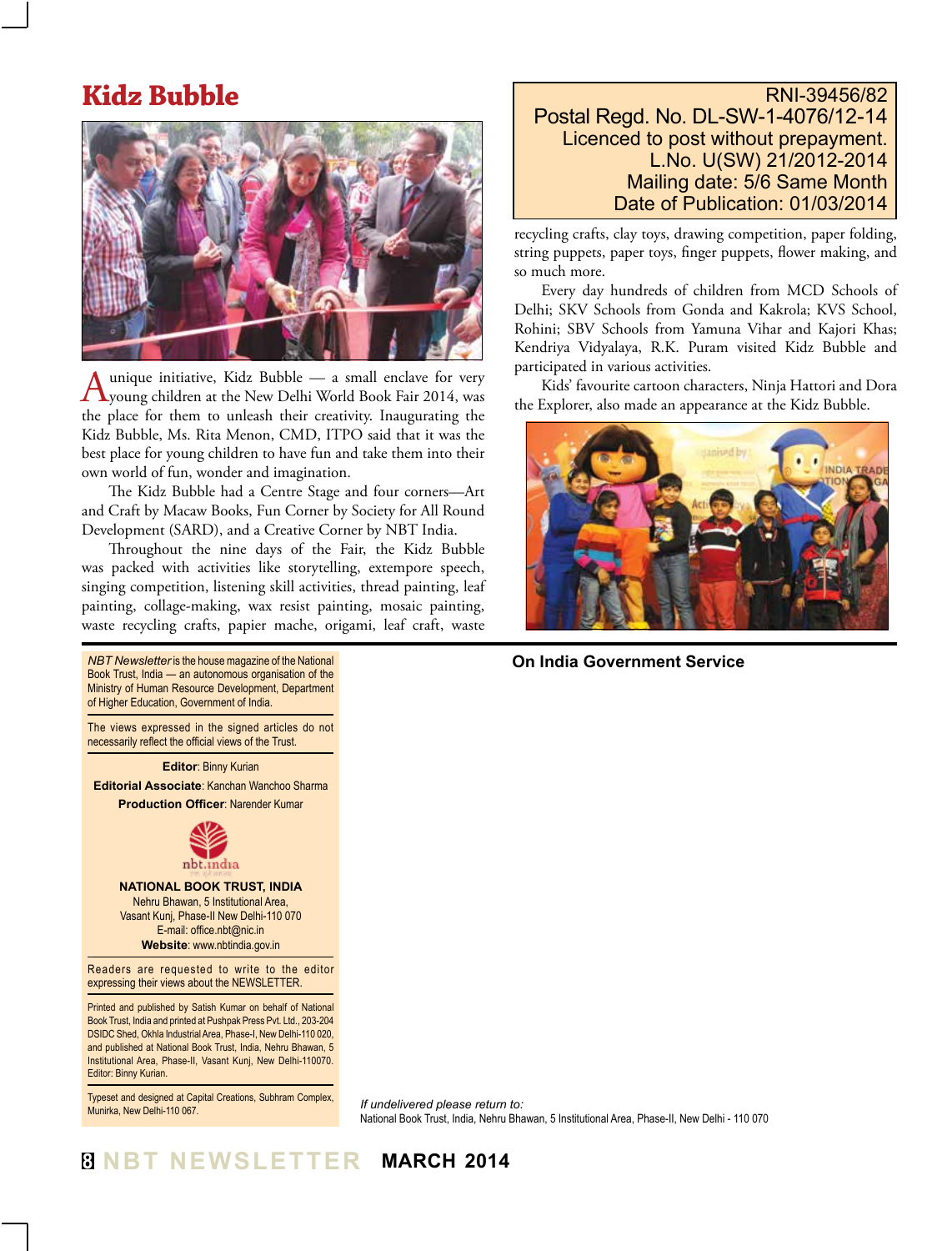# Kidz Bubble

A unique initiative, Kidz Bubble — a small enclave for very young children at the New Delhi World Book Fair 2014, was the place for them to unleash their creativity. Inaugurating the Kidz Bubble, Ms. Rita Menon, CMD, ITPO said that it was the best place for young children to have fun and take them into their own world of fun, wonder and imagination.

The Kidz Bubble had a Centre Stage and four corners—Art and Craft by Macaw Books, Fun Corner by Society for All Round Development (SARD), and a Creative Corner by NBT India.

Throughout the nine days of the Fair, the Kidz Bubble was packed with activities like storytelling, extempore speech, singing competition, listening skill activities, thread painting, leaf painting, collage-making, wax resist painting, mosaic painting, waste recycling crafts, papier mache, origami, leaf craft, waste recycling crafts, clay toys, drawing competition, paper folding, string puppets, paper toys, finger puppets, flower making, and so much more.

Every day hundreds of children from MCD Schools of Delhi; SKV Schools from Gonda and Kakrola; KVS School, Rohini; SBV Schools from Yamuna Vihar and Kajori Khas; Kendriya Vidyalaya, R.K. Puram visited Kidz Bubble and participated in various activities.

Kids' favourite cartoon characters, Ninja Hattori and Dora the Explorer, also made an appearance at the Kidz Bubble.

RNI-39456/82
Postal Regd. No. DL-SW-1-4076/12-14
Licenced to post without prepayment.
L.No. U(SW) 21/2012-2014
Mailing date: 5/6 Same Month
Date of Publication: 01/03/2014

*NBT Newsletter* is the house magazine of the National Book Trust, India — an autonomous organisation of the Ministry of Human Resource Development, Department of Higher Education, Government of India.

The views expressed in the signed articles do not necessarily reflect the official views of the Trust.

**Editor**: Binny Kurian
**Editorial Associate**: Kanchan Wanchoo Sharma
**Production Officer**: Narender Kumar

**NATIONAL BOOK TRUST, INDIA**
Nehru Bhawan, 5 Institutional Area,
Vasant Kunj, Phase-II New Delhi-110 070
E-mail: office.nbt@nic.in
**Website**: www.nbtindia.gov.in

Readers are requested to write to the editor expressing their views about the NEWSLETTER.

Printed and published by Satish Kumar on behalf of National Book Trust, India and printed at Pushpak Press Pvt. Ltd., 203-204 DSIDC Shed, Okhla Industrial Area, Phase-I, New Delhi-110 020, and published at National Book Trust, India, Nehru Bhawan, 5 Institutional Area, Phase-II, Vasant Kunj, New Delhi-110070. Editor: Binny Kurian.

Typeset and designed at Capital Creations, Subhram Complex, Munirka, New Delhi-110 067.

**On India Government Service**

*If undelivered please return to:*
National Book Trust, India, Nehru Bhawan, 5 Institutional Area, Phase-II, New Delhi - 110 070